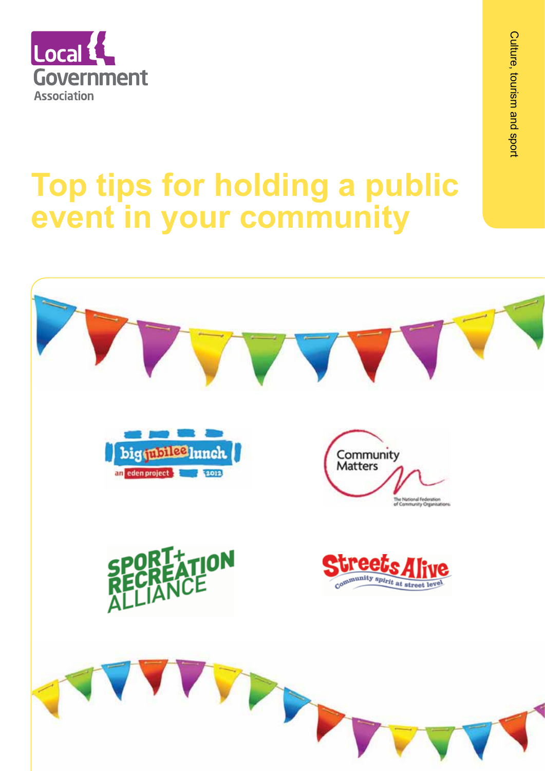Local Government Association

Culture, tourism and sport

# Top tips for holding a public event in your community

big jubilee lunch – an eden project 2012

Community Matters – The National Federation of Community Organisations

Sport + Recreation Alliance

Streets Alive – community spirit at street level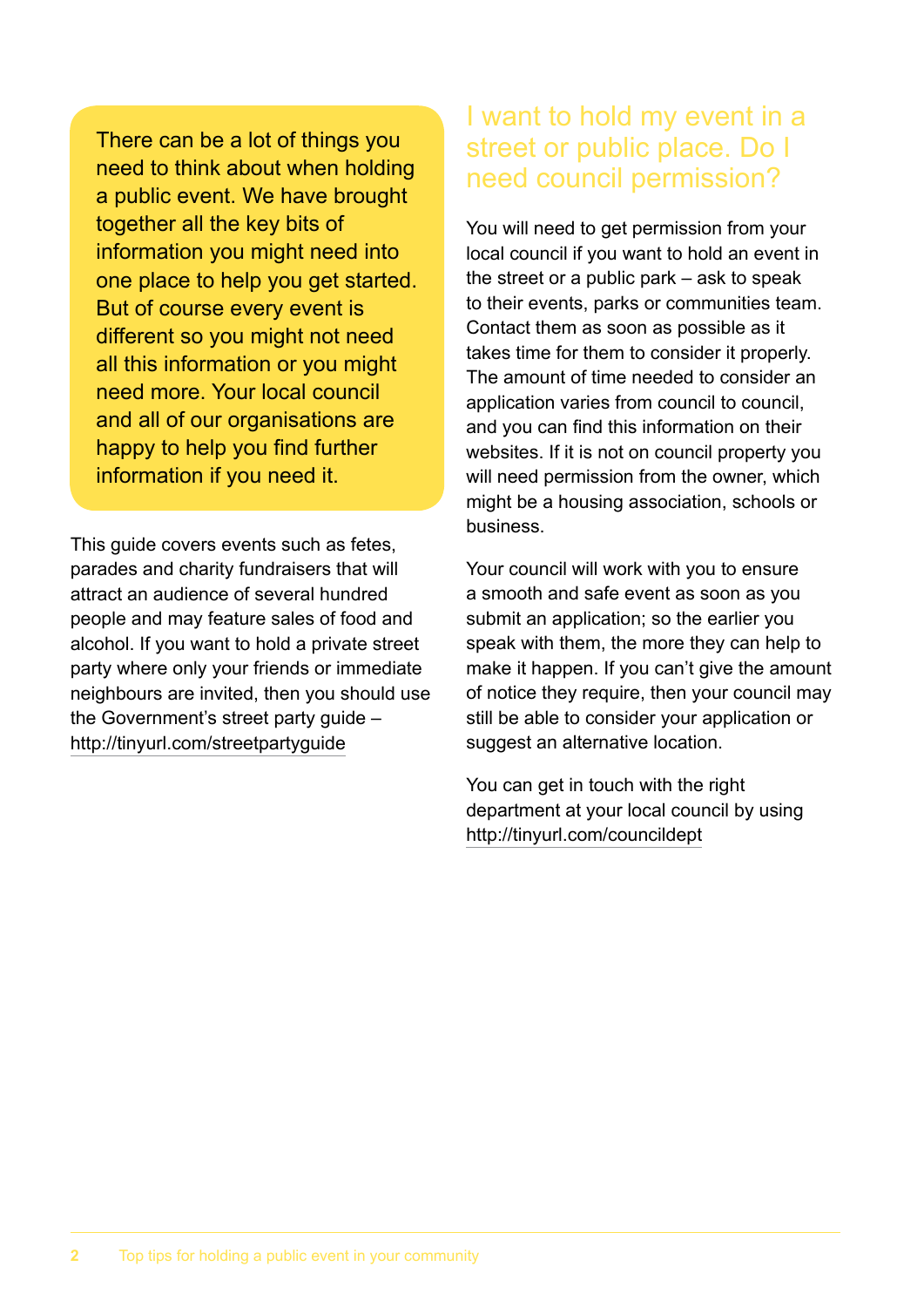There can be a lot of things you need to think about when holding a public event. We have brought together all the key bits of information you might need into one place to help you get started. But of course every event is different so you might not need all this information or you might need more. Your local council and all of our organisations are happy to help you find further information if you need it.

This guide covers events such as fetes, parades and charity fundraisers that will attract an audience of several hundred people and may feature sales of food and alcohol. If you want to hold a private street party where only your friends or immediate neighbours are invited, then you should use the Government's street party guide – http://tinyurl.com/streetpartyguide

## I want to hold my event in a street or public place. Do I need council permission?

You will need to get permission from your local council if you want to hold an event in the street or a public park – ask to speak to their events, parks or communities team. Contact them as soon as possible as it takes time for them to consider it properly. The amount of time needed to consider an application varies from council to council, and you can find this information on their websites. If it is not on council property you will need permission from the owner, which might be a housing association, schools or business.

Your council will work with you to ensure a smooth and safe event as soon as you submit an application; so the earlier you speak with them, the more they can help to make it happen. If you can't give the amount of notice they require, then your council may still be able to consider your application or suggest an alternative location.

You can get in touch with the right department at your local council by using http://tinyurl.com/councildept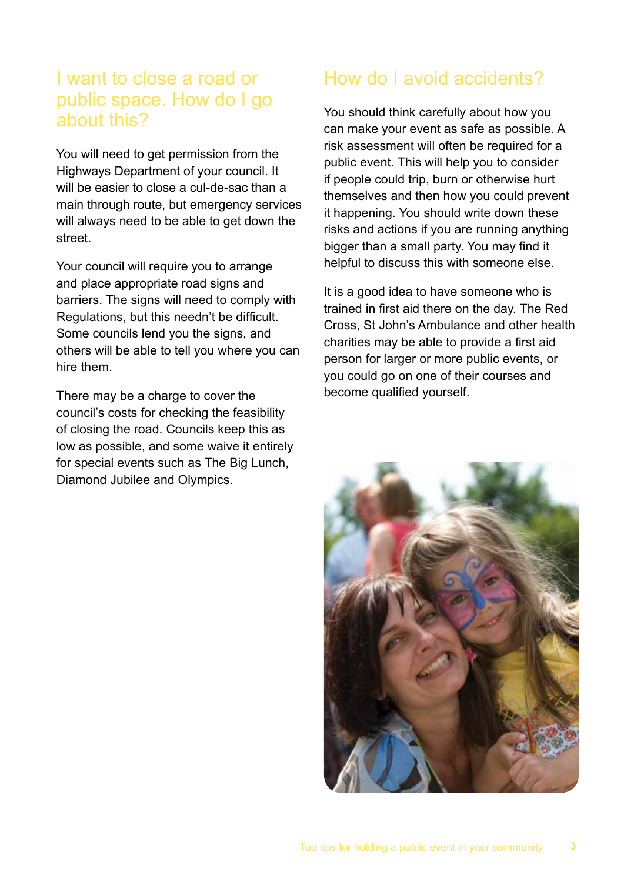## I want to close a road or public space. How do I go about this?

You will need to get permission from the Highways Department of your council. It will be easier to close a cul-de-sac than a main through route, but emergency services will always need to be able to get down the street.

Your council will require you to arrange and place appropriate road signs and barriers. The signs will need to comply with Regulations, but this needn't be difficult. Some councils lend you the signs, and others will be able to tell you where you can hire them.

There may be a charge to cover the council's costs for checking the feasibility of closing the road. Councils keep this as low as possible, and some waive it entirely for special events such as The Big Lunch, Diamond Jubilee and Olympics.

## How do I avoid accidents?

You should think carefully about how you can make your event as safe as possible. A risk assessment will often be required for a public event. This will help you to consider if people could trip, burn or otherwise hurt themselves and then how you could prevent it happening. You should write down these risks and actions if you are running anything bigger than a small party. You may find it helpful to discuss this with someone else.

It is a good idea to have someone who is trained in first aid there on the day. The Red Cross, St John's Ambulance and other health charities may be able to provide a first aid person for larger or more public events, or you could go on one of their courses and become qualified yourself.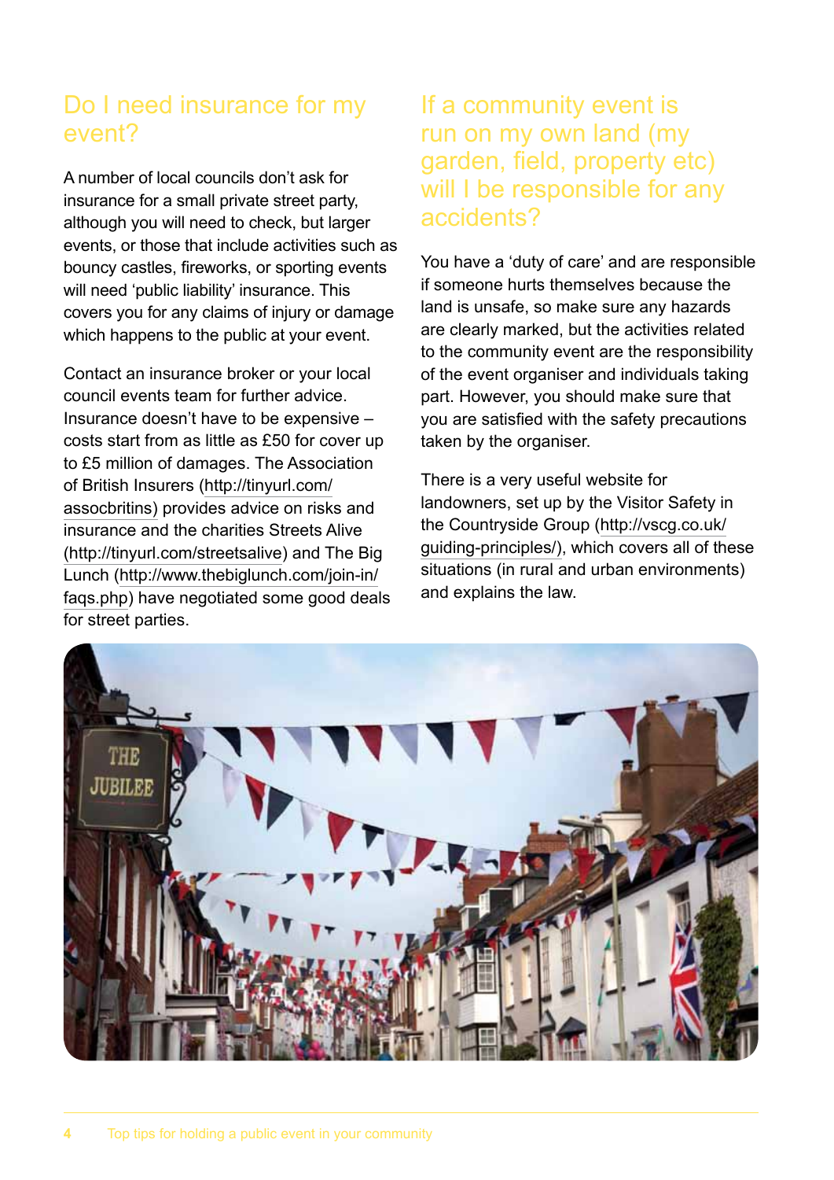## Do I need insurance for my event?

A number of local councils don't ask for insurance for a small private street party, although you will need to check, but larger events, or those that include activities such as bouncy castles, fireworks, or sporting events will need 'public liability' insurance. This covers you for any claims of injury or damage which happens to the public at your event.

Contact an insurance broker or your local council events team for further advice. Insurance doesn't have to be expensive – costs start from as little as £50 for cover up to £5 million of damages. The Association of British Insurers (http://tinyurl.com/assocbritins) provides advice on risks and insurance and the charities Streets Alive (http://tinyurl.com/streetsalive) and The Big Lunch (http://www.thebiglunch.com/join-in/faqs.php) have negotiated some good deals for street parties.

## If a community event is run on my own land (my garden, field, property etc) will I be responsible for any accidents?

You have a 'duty of care' and are responsible if someone hurts themselves because the land is unsafe, so make sure any hazards are clearly marked, but the activities related to the community event are the responsibility of the event organiser and individuals taking part. However, you should make sure that you are satisfied with the safety precautions taken by the organiser.

There is a very useful website for landowners, set up by the Visitor Safety in the Countryside Group (http://vscg.co.uk/guiding-principles/), which covers all of these situations (in rural and urban environments) and explains the law.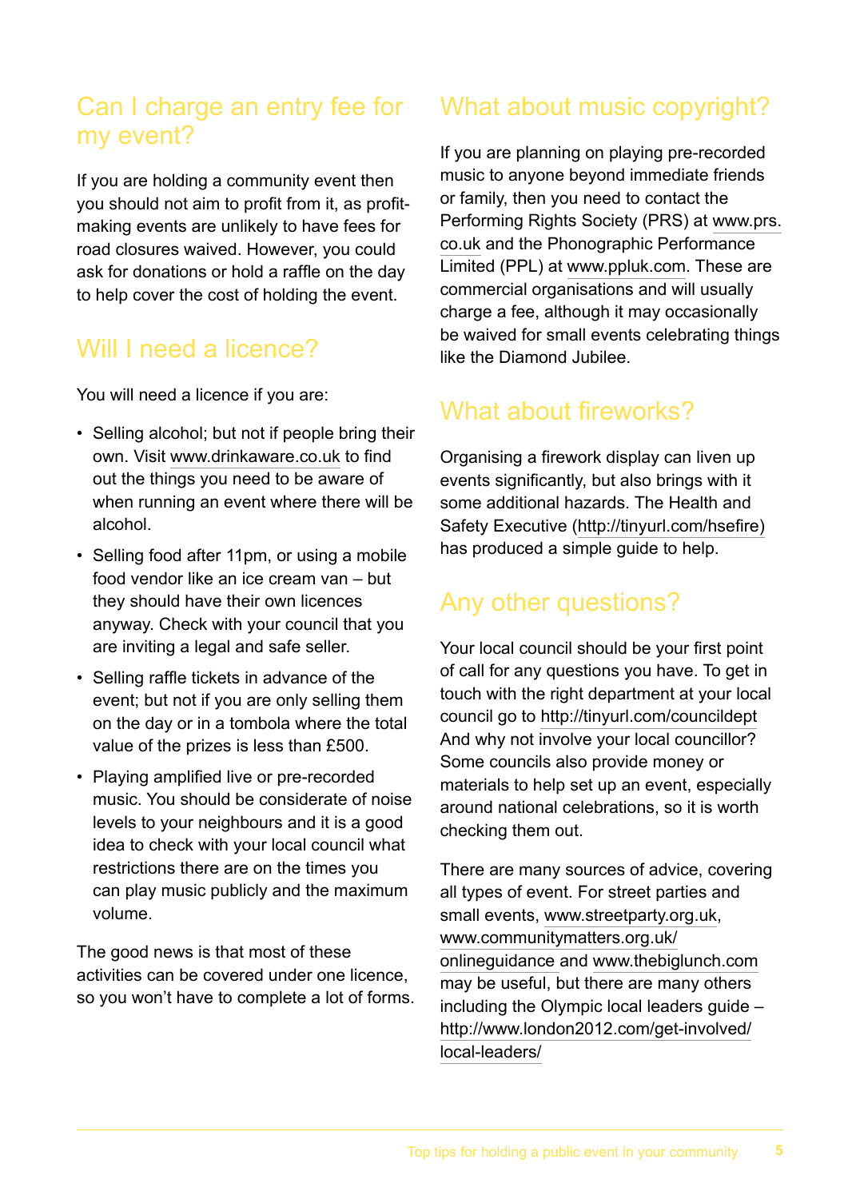## Can I charge an entry fee for my event?

If you are holding a community event then you should not aim to profit from it, as profit-making events are unlikely to have fees for road closures waived. However, you could ask for donations or hold a raffle on the day to help cover the cost of holding the event.

## Will I need a licence?

You will need a licence if you are:

- Selling alcohol; but not if people bring their own. Visit www.drinkaware.co.uk to find out the things you need to be aware of when running an event where there will be alcohol.
- Selling food after 11pm, or using a mobile food vendor like an ice cream van – but they should have their own licences anyway. Check with your council that you are inviting a legal and safe seller.
- Selling raffle tickets in advance of the event; but not if you are only selling them on the day or in a tombola where the total value of the prizes is less than £500.
- Playing amplified live or pre-recorded music. You should be considerate of noise levels to your neighbours and it is a good idea to check with your local council what restrictions there are on the times you can play music publicly and the maximum volume.

The good news is that most of these activities can be covered under one licence, so you won't have to complete a lot of forms.

## What about music copyright?

If you are planning on playing pre-recorded music to anyone beyond immediate friends or family, then you need to contact the Performing Rights Society (PRS) at www.prs.co.uk and the Phonographic Performance Limited (PPL) at www.ppluk.com. These are commercial organisations and will usually charge a fee, although it may occasionally be waived for small events celebrating things like the Diamond Jubilee.

## What about fireworks?

Organising a firework display can liven up events significantly, but also brings with it some additional hazards. The Health and Safety Executive (http://tinyurl.com/hsefire) has produced a simple guide to help.

## Any other questions?

Your local council should be your first point of call for any questions you have. To get in touch with the right department at your local council go to http://tinyurl.com/councildept And why not involve your local councillor? Some councils also provide money or materials to help set up an event, especially around national celebrations, so it is worth checking them out.

There are many sources of advice, covering all types of event. For street parties and small events, www.streetparty.org.uk, www.communitymatters.org.uk/onlineguidance and www.thebiglunch.com may be useful, but there are many others including the Olympic local leaders guide – http://www.london2012.com/get-involved/local-leaders/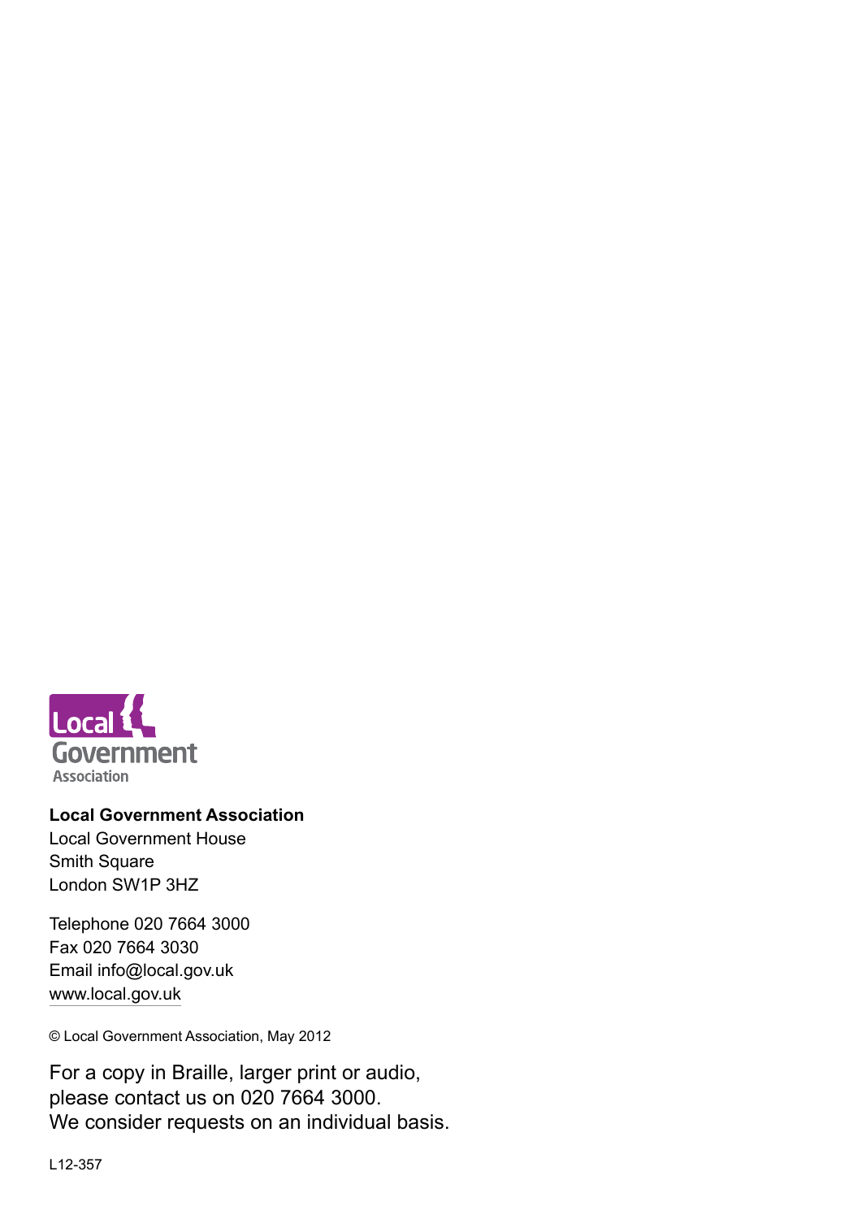Local Government Association

**Local Government Association**
Local Government House
Smith Square
London SW1P 3HZ

Telephone 020 7664 3000
Fax 020 7664 3030
Email info@local.gov.uk
www.local.gov.uk

© Local Government Association, May 2012

For a copy in Braille, larger print or audio, please contact us on 020 7664 3000. We consider requests on an individual basis.

L12-357